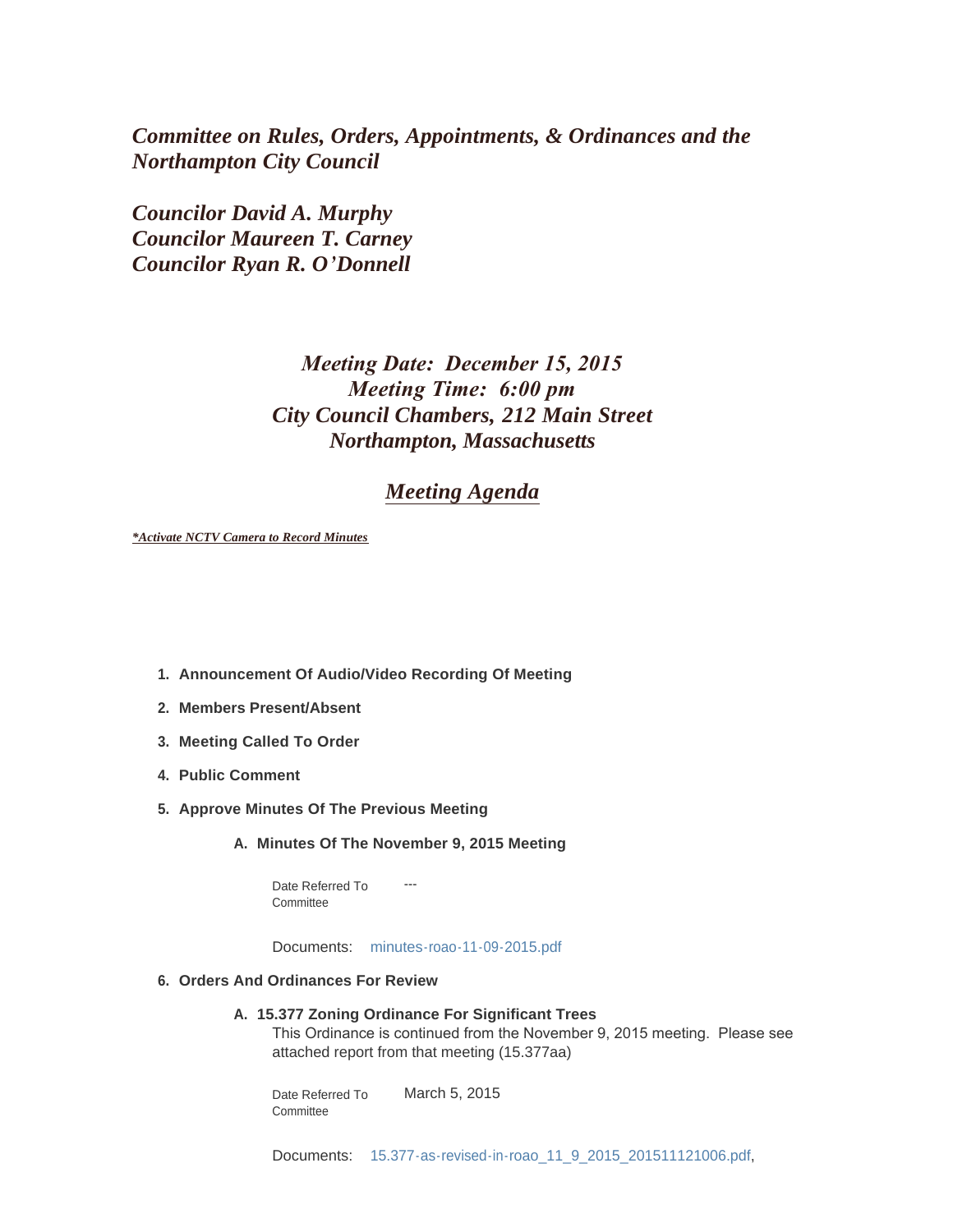*Committee on Rules, Orders, Appointments, & Ordinances and the Northampton City Council*

*Councilor David A. Murphy*
*Councilor Maureen T. Carney*
*Councilor Ryan R. O'Donnell*

*Meeting Date: December 15, 2015*
*Meeting Time: 6:00 pm*
*City Council Chambers, 212 Main Street*
*Northampton, Massachusetts*

## *Meeting Agenda*

***Activate NCTV Camera to Record Minutes***

1. **Announcement Of Audio/Video Recording Of Meeting**
2. **Members Present/Absent**
3. **Meeting Called To Order**
4. **Public Comment**
5. **Approve Minutes Of The Previous Meeting**

   A. **Minutes Of The November 9, 2015 Meeting**

   Date Referred To Committee ---

   Documents: minutes-roao-11-09-2015.pdf

6. **Orders And Ordinances For Review**

   A. **15.377 Zoning Ordinance For Significant Trees**
   This Ordinance is continued from the November 9, 2015 meeting. Please see attached report from that meeting (15.377aa)

   Date Referred To Committee March 5, 2015

   Documents: 15.377-as-revised-in-roao_11_9_2015_201511121006.pdf,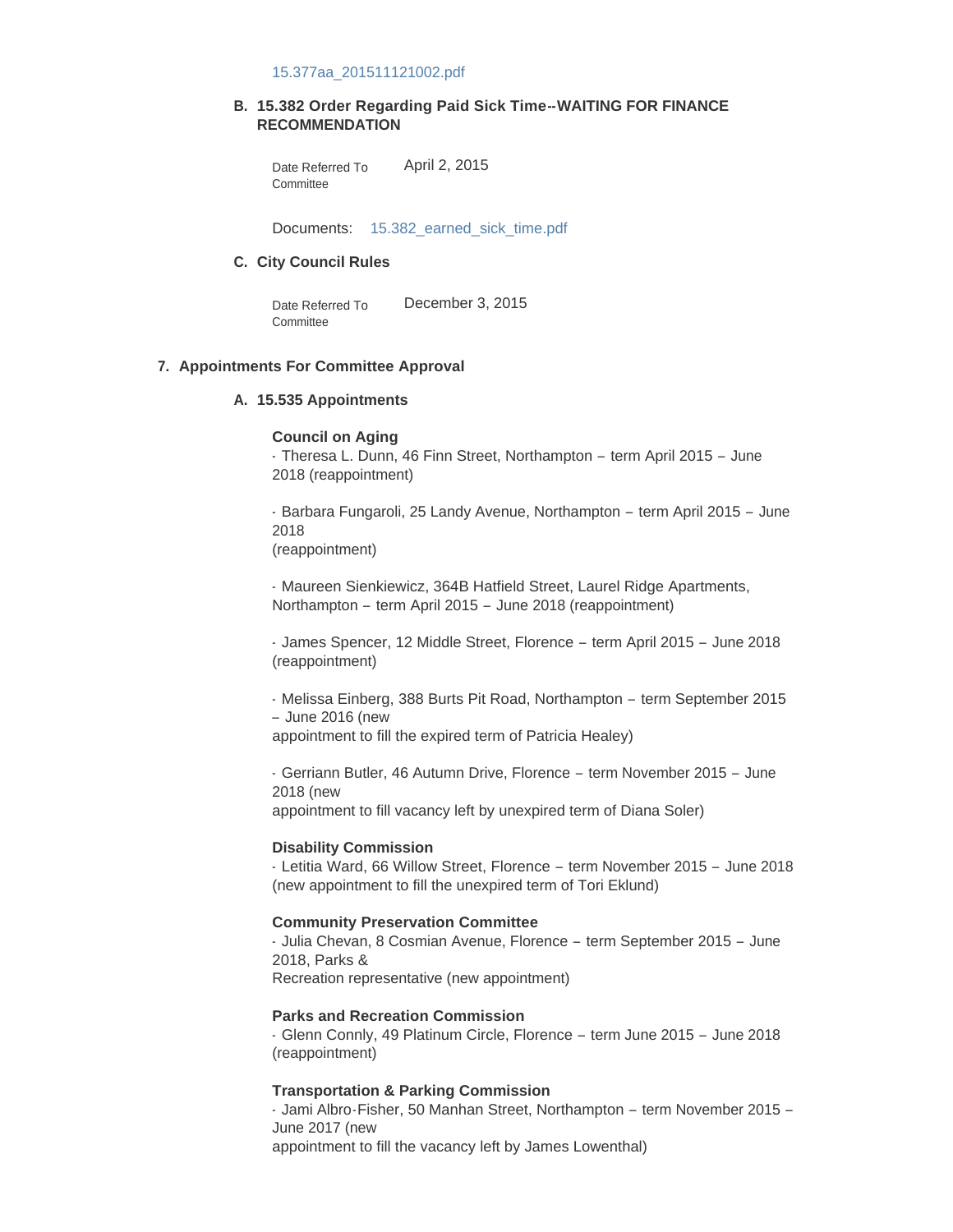15.377aa_201511121002.pdf

**B. 15.382 Order Regarding Paid Sick Time--WAITING FOR FINANCE RECOMMENDATION**

Date Referred To Committee: April 2, 2015

Documents: 15.382_earned_sick_time.pdf

**C. City Council Rules**

Date Referred To Committee: December 3, 2015

## 7. Appointments For Committee Approval

### A. 15.535 Appointments

**Council on Aging**

- Theresa L. Dunn, 46 Finn Street, Northampton – term April 2015 – June 2018 (reappointment)

- Barbara Fungaroli, 25 Landy Avenue, Northampton – term April 2015 – June 2018 (reappointment)

- Maureen Sienkiewicz, 364B Hatfield Street, Laurel Ridge Apartments, Northampton – term April 2015 – June 2018 (reappointment)

- James Spencer, 12 Middle Street, Florence – term April 2015 – June 2018 (reappointment)

- Melissa Einberg, 388 Burts Pit Road, Northampton – term September 2015 – June 2016 (new appointment to fill the expired term of Patricia Healey)

- Gerriann Butler, 46 Autumn Drive, Florence – term November 2015 – June 2018 (new appointment to fill vacancy left by unexpired term of Diana Soler)

**Disability Commission**

- Letitia Ward, 66 Willow Street, Florence – term November 2015 – June 2018 (new appointment to fill the unexpired term of Tori Eklund)

**Community Preservation Committee**

- Julia Chevan, 8 Cosmian Avenue, Florence – term September 2015 – June 2018, Parks & Recreation representative (new appointment)

**Parks and Recreation Commission**

- Glenn Connly, 49 Platinum Circle, Florence – term June 2015 – June 2018 (reappointment)

**Transportation & Parking Commission**

- Jami Albro-Fisher, 50 Manhan Street, Northampton – term November 2015 – June 2017 (new appointment to fill the vacancy left by James Lowenthal)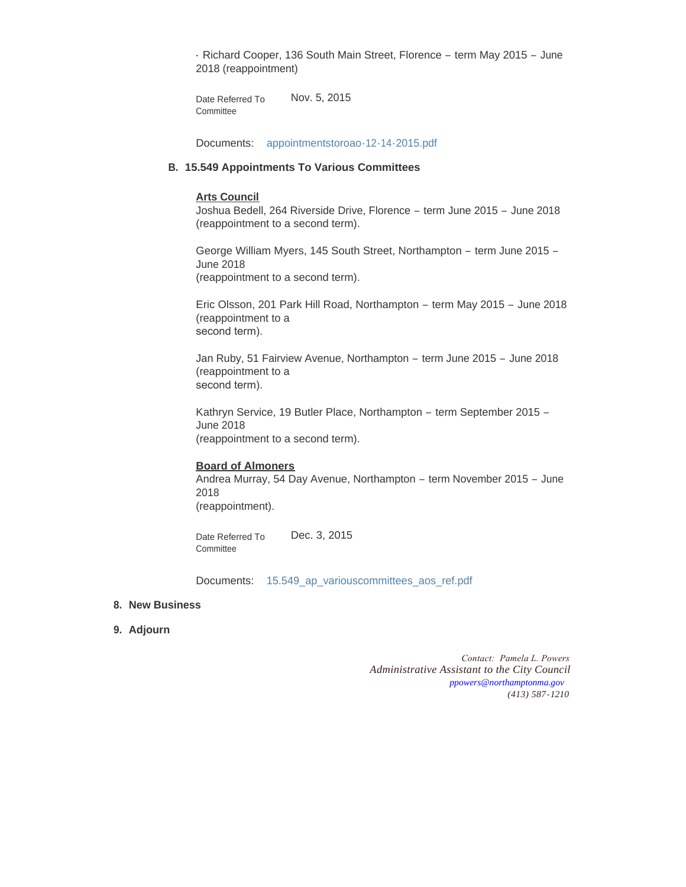- Richard Cooper, 136 South Main Street, Florence – term May 2015 – June 2018 (reappointment)

Date Referred To Committee: Nov. 5, 2015

Documents: appointmentstoroao-12-14-2015.pdf

**B. 15.549 Appointments To Various Committees**

**Arts Council**
Joshua Bedell, 264 Riverside Drive, Florence – term June 2015 – June 2018 (reappointment to a second term).

George William Myers, 145 South Street, Northampton – term June 2015 – June 2018
(reappointment to a second term).

Eric Olsson, 201 Park Hill Road, Northampton – term May 2015 – June 2018 (reappointment to a
second term).

Jan Ruby, 51 Fairview Avenue, Northampton – term June 2015 – June 2018 (reappointment to a
second term).

Kathryn Service, 19 Butler Place, Northampton – term September 2015 – June 2018
(reappointment to a second term).

**Board of Almoners**
Andrea Murray, 54 Day Avenue, Northampton – term November 2015 – June 2018
(reappointment).

Date Referred To Committee: Dec. 3, 2015

Documents: 15.549_ap_variouscommittees_aos_ref.pdf

**8. New Business**

**9. Adjourn**

*Contact: Pamela L. Powers*
*Administrative Assistant to the City Council*
*ppowers@northamptonma.gov*
*(413) 587-1210*